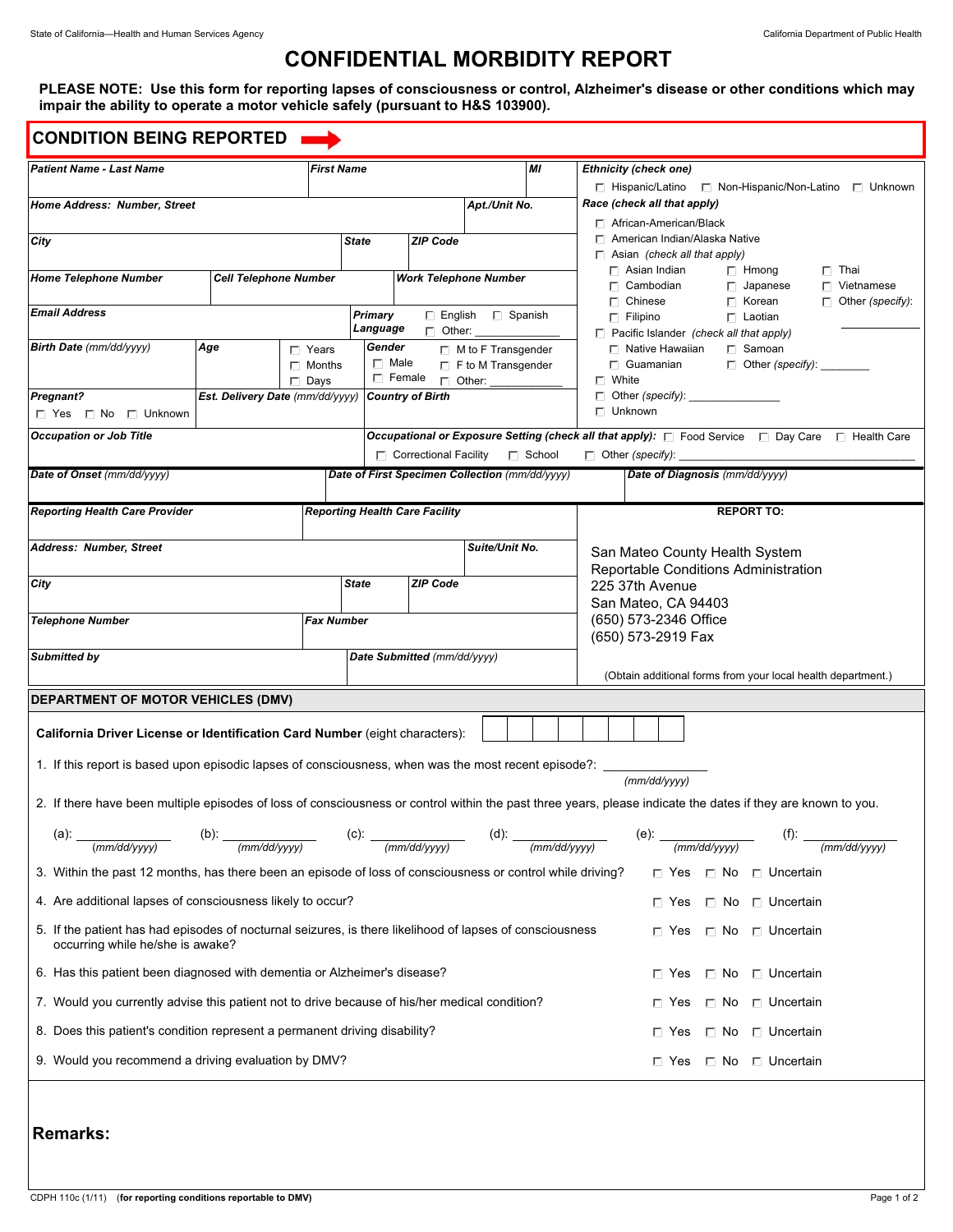State of California—Health and Human Services Agency

California Department of Public Health

# CONFIDENTIAL MORBIDITY REPORT

**PLEASE NOTE: Use this form for reporting lapses of consciousness or control, Alzheimer's disease or other conditions which may impair the ability to operate a motor vehicle safely (pursuant to H&S 103900).**

## CONDITION BEING REPORTED

| Patient Name - Last Name | First Name | MI |
|---|---|---|
| | | |

| Home Address: Number, Street | Apt./Unit No. |
|---|---|
| | |

| City | State | ZIP Code |
|---|---|---|
| | | |

| Home Telephone Number | Cell Telephone Number | Work Telephone Number |
|---|---|---|
| | | |

| Email Address | Primary Language |
|---|---|
| | ☐ English ☐ Spanish ☐ Other: ____________ |

| Birth Date (mm/dd/yyyy) | Age | | Gender |
|---|---|---|---|
| | | ☐ Years ☐ Months ☐ Days | ☐ Male ☐ Female ☐ M to F Transgender ☐ F to M Transgender ☐ Other: ____________ |

| Pregnant? | Est. Delivery Date (mm/dd/yyyy) | Country of Birth |
|---|---|---|
| ☐ Yes ☐ No ☐ Unknown | | |

**Ethnicity (check one)**

☐ Hispanic/Latino ☐ Non-Hispanic/Non-Latino ☐ Unknown

**Race (check all that apply)**

- ☐ African-American/Black
- ☐ American Indian/Alaska Native
- ☐ Asian (check all that apply)
  - ☐ Asian Indian ☐ Hmong ☐ Thai
  - ☐ Cambodian ☐ Japanese ☐ Vietnamese
  - ☐ Chinese ☐ Korean ☐ Other (specify): ____________
  - ☐ Filipino ☐ Laotian
- ☐ Pacific Islander (check all that apply)
  - ☐ Native Hawaiian ☐ Samoan
  - ☐ Guamanian ☐ Other (specify): ________
- ☐ White
- ☐ Other (specify): _______________
- ☐ Unknown

| Occupation or Job Title | Occupational or Exposure Setting (check all that apply): |
|---|---|
| | ☐ Food Service ☐ Day Care ☐ Health Care ☐ Correctional Facility ☐ School ☐ Other (specify): ____________ |

| Date of Onset (mm/dd/yyyy) | Date of First Specimen Collection (mm/dd/yyyy) | Date of Diagnosis (mm/dd/yyyy) |
|---|---|---|
| | | |

| Reporting Health Care Provider | Reporting Health Care Facility |
|---|---|
| | |

| Address: Number, Street | Suite/Unit No. |
|---|---|
| | |

| City | State | ZIP Code |
|---|---|---|
| | | |

| Telephone Number | Fax Number |
|---|---|
| | |

| Submitted by | Date Submitted (mm/dd/yyyy) |
|---|---|
| | |

**REPORT TO:**

San Mateo County Health System
Reportable Conditions Administration
225 37th Avenue
San Mateo, CA 94403
(650) 573-2346 Office
(650) 573-2919 Fax

(Obtain additional forms from your local health department.)

## DEPARTMENT OF MOTOR VEHICLES (DMV)

**California Driver License or Identification Card Number** (eight characters): ☐☐☐☐☐☐☐☐

1. If this report is based upon episodic lapses of consciousness, when was the most recent episode?: ____________ (mm/dd/yyyy)
2. If there have been multiple episodes of loss of consciousness or control within the past three years, please indicate the dates if they are known to you.

   (a): ____________ (mm/dd/yyyy) (b): ____________ (mm/dd/yyyy) (c): ____________ (mm/dd/yyyy) (d): ____________ (mm/dd/yyyy) (e): ____________ (mm/dd/yyyy) (f): ____________ (mm/dd/yyyy)

3. Within the past 12 months, has there been an episode of loss of consciousness or control while driving? ☐ Yes ☐ No ☐ Uncertain
4. Are additional lapses of consciousness likely to occur? ☐ Yes ☐ No ☐ Uncertain
5. If the patient has had episodes of nocturnal seizures, is there likelihood of lapses of consciousness occurring while he/she is awake? ☐ Yes ☐ No ☐ Uncertain
6. Has this patient been diagnosed with dementia or Alzheimer's disease? ☐ Yes ☐ No ☐ Uncertain
7. Would you currently advise this patient not to drive because of his/her medical condition? ☐ Yes ☐ No ☐ Uncertain
8. Does this patient's condition represent a permanent driving disability? ☐ Yes ☐ No ☐ Uncertain
9. Would you recommend a driving evaluation by DMV? ☐ Yes ☐ No ☐ Uncertain

**Remarks:**

CDPH 110c (1/11) **(for reporting conditions reportable to DMV)**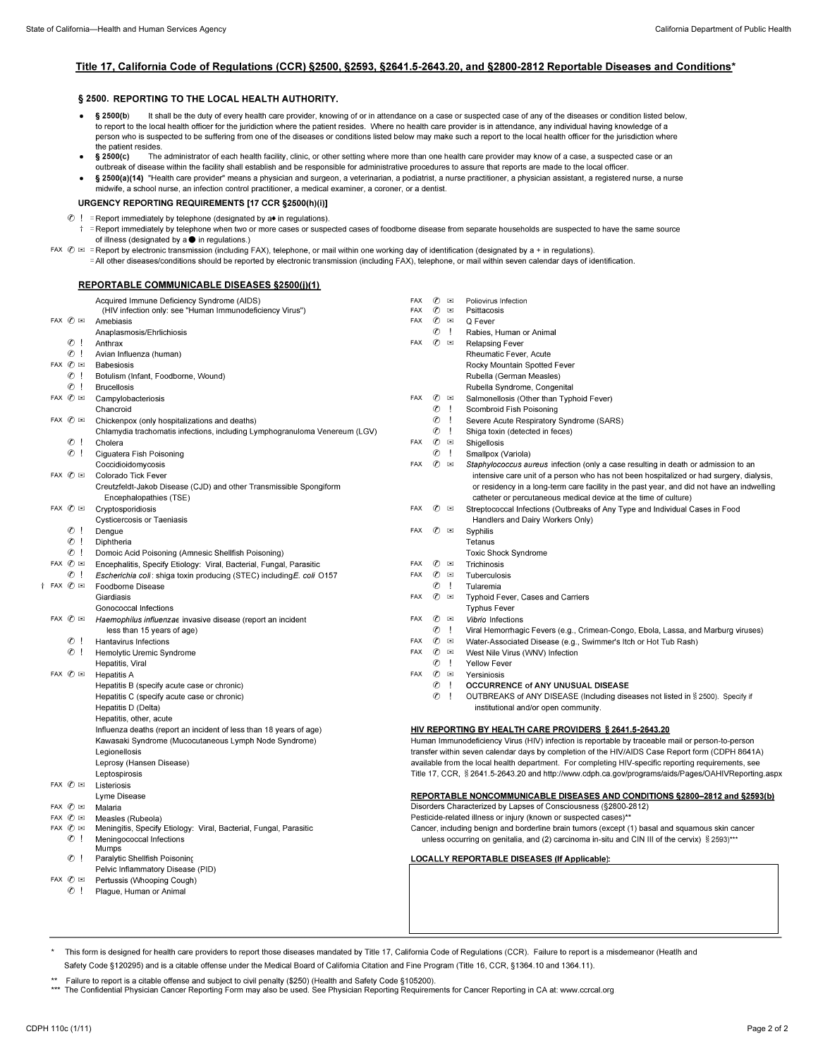## Title 17, California Code of Regulations (CCR) §2500, §2593, §2641.5-2643.20, and §2800-2812 Reportable Diseases and Conditions*

### § 2500. REPORTING TO THE LOCAL HEALTH AUTHORITY.

- **§ 2500(b)** It shall be the duty of every health care provider, knowing of or in attendance on a case or suspected case of any of the diseases or condition listed below, to report to the local health officer for the jurisdiction where the patient resides. Where no health care provider is in attendance, any individual having knowledge of a person who is suspected to be suffering from one of the diseases or conditions listed below may make such a report to the local health officer for the jurisdiction where the patient resides.
- **§ 2500(c)** The administrator of each health facility, clinic, or other setting where more than one health care provider may know of a case, a suspected case or an outbreak of disease within the facility shall establish and be responsible for administrative procedures to assure that reports are made to the local officer.
- **§ 2500(a)(14)** "Health care provider" means a physician and surgeon, a veterinarian, a podiatrist, a nurse practitioner, a physician assistant, a registered nurse, a nurse midwife, a school nurse, an infection control practitioner, a medical examiner, a coroner, or a dentist.

**URGENCY REPORTING REQUIREMENTS [17 CCR §2500(h)(i)]**

- ✆ ! = Report immediately by telephone (designated by a ♦ in regulations).
- † = Report immediately by telephone when two or more cases or suspected cases of foodborne disease from separate households are suspected to have the same source of illness (designated by a ● in regulations.)
- FAX ✆ ✉ = Report by electronic transmission (including FAX), telephone, or mail within one working day of identification (designated by a + in regulations).
- = All other diseases/conditions should be reported by electronic transmission (including FAX), telephone, or mail within seven calendar days of identification.

### REPORTABLE COMMUNICABLE DISEASES §2500(j)(1)

- Acquired Immune Deficiency Syndrome (AIDS) (HIV infection only: see "Human Immunodeficiency Virus")
- FAX ✆ ✉ Amebiasis
- Anaplasmosis/Ehrlichiosis
- ✆ ! Anthrax
- ✆ ! Avian Influenza (human)
- FAX ✆ ✉ Babesiosis
- ✆ ! Botulism (Infant, Foodborne, Wound)
- ✆ ! Brucellosis
- FAX ✆ ✉ Campylobacteriosis
- Chancroid
- FAX ✆ ✉ Chickenpox (only hospitalizations and deaths)
- Chlamydia trachomatis infections, including Lymphogranuloma Venereum (LGV)
- ✆ ! Cholera
- ✆ ! Ciguatera Fish Poisoning
- Coccidioidomycosis
- FAX ✆ ✉ Colorado Tick Fever
- Creutzfeldt-Jakob Disease (CJD) and other Transmissible Spongiform Encephalopathies (TSE)
- FAX ✆ ✉ Cryptosporidiosis
- Cysticercosis or Taeniasis
- ✆ ! Dengue
- ✆ ! Diphtheria
- ✆ ! Domoic Acid Poisoning (Amnesic Shellfish Poisoning)
- FAX ✆ ✉ Encephalitis, Specify Etiology: Viral, Bacterial, Fungal, Parasitic
- ✆ ! *Escherichia coli*: shiga toxin producing (STEC) including *E. coli* O157
- † FAX ✆ ✉ Foodborne Disease
- Giardiasis
- Gonococcal Infections
- FAX ✆ ✉ *Haemophilus influenzae* invasive disease (report an incident less than 15 years of age)
- ✆ ! Hantavirus Infections
- ✆ ! Hemolytic Uremic Syndrome
- Hepatitis, Viral
- FAX ✆ ✉ Hepatitis A
- Hepatitis B (specify acute case or chronic)
- Hepatitis C (specify acute case or chronic)
- Hepatitis D (Delta)
- Hepatitis, other, acute
- Influenza deaths (report an incident of less than 18 years of age)
- Kawasaki Syndrome (Mucocutaneous Lymph Node Syndrome)
- Legionellosis
- Leprosy (Hansen Disease)
- Leptospirosis
- FAX ✆ ✉ Listeriosis
- Lyme Disease
- FAX ✆ ✉ Malaria
- FAX ✆ ✉ Measles (Rubeola)
- FAX ✆ ✉ Meningitis, Specify Etiology: Viral, Bacterial, Fungal, Parasitic
- ✆ ! Meningococcal Infections
- Mumps
- ✆ ! Paralytic Shellfish Poisoning
- Pelvic Inflammatory Disease (PID)
- FAX ✆ ✉ Pertussis (Whooping Cough)
- ✆ ! Plague, Human or Animal
- FAX ✆ ✉ Poliovirus Infection
- FAX ✆ ✉ Psittacosis
- FAX ✆ ✉ Q Fever
- ✆ ! Rabies, Human or Animal
- FAX ✆ ✉ Relapsing Fever
- Rheumatic Fever, Acute
- Rocky Mountain Spotted Fever
- Rubella (German Measles)
- Rubella Syndrome, Congenital
- FAX ✆ ✉ Salmonellosis (Other than Typhoid Fever)
- ✆ ! Scombroid Fish Poisoning
- ✆ ! Severe Acute Respiratory Syndrome (SARS)
- ✆ ! Shiga toxin (detected in feces)
- FAX ✆ ✉ Shigellosis
- ✆ ! Smallpox (Variola)
- FAX ✆ ✉ *Staphylococcus aureus* infection (only a case resulting in death or admission to an intensive care unit of a person who has not been hospitalized or had surgery, dialysis, or residency in a long-term care facility in the past year, and did not have an indwelling catheter or percutaneous medical device at the time of culture)
- FAX ✆ ✉ Streptococcal Infections (Outbreaks of Any Type and Individual Cases in Food Handlers and Dairy Workers Only)
- FAX ✆ ✉ Syphilis
- Tetanus
- Toxic Shock Syndrome
- FAX ✆ ✉ Trichinosis
- FAX ✆ ✉ Tuberculosis
- ✆ ! Tularemia
- FAX ✆ ✉ Typhoid Fever, Cases and Carriers
- Typhus Fever
- FAX ✆ ✉ *Vibrio* Infections
- ✆ ! Viral Hemorrhagic Fevers (e.g., Crimean-Congo, Ebola, Lassa, and Marburg viruses)
- FAX ✆ ✉ Water-Associated Disease (e.g., Swimmer's Itch or Hot Tub Rash)
- FAX ✆ ✉ West Nile Virus (WNV) Infection
- ✆ ! Yellow Fever
- FAX ✆ ✉ Yersiniosis
- ✆ ! **OCCURRENCE of ANY UNUSUAL DISEASE**
- ✆ ! OUTBREAKS of ANY DISEASE (Including diseases not listed in § 2500). Specify if institutional and/or open community.

### HIV REPORTING BY HEALTH CARE PROVIDERS § 2641.5-2643.20

Human Immunodeficiency Virus (HIV) infection is reportable by traceable mail or person-to-person transfer within seven calendar days by completion of the HIV/AIDS Case Report form (CDPH 8641A) available from the local health department. For completing HIV-specific reporting requirements, see Title 17, CCR, § 2641.5-2643.20 and http://www.cdph.ca.gov/programs/aids/Pages/OAHIVReporting.aspx

### REPORTABLE NONCOMMUNICABLE DISEASES AND CONDITIONS §2800–2812 and §2593(b)

- Disorders Characterized by Lapses of Consciousness (§2800-2812)
- Pesticide-related illness or injury (known or suspected cases)**
- Cancer, including benign and borderline brain tumors (except (1) basal and squamous skin cancer unless occurring on genitalia, and (2) carcinoma in-situ and CIN III of the cervix) § 2593)***

### LOCALLY REPORTABLE DISEASES (If Applicable):

---

\* This form is designed for health care providers to report those diseases mandated by Title 17, California Code of Regulations (CCR). Failure to report is a misdemeanor (Heatlh and Safety Code §120295) and is a citable offense under the Medical Board of California Citation and Fine Program (Title 16, CCR, §1364.10 and 1364.11).

** Failure to report is a citable offense and subject to civil penalty ($250) (Health and Safety Code §105200).

*** The Confidential Physician Cancer Reporting Form may also be used. See Physician Reporting Requirements for Cancer Reporting in CA at: www.ccrcal.org

CDPH 110c (1/11)